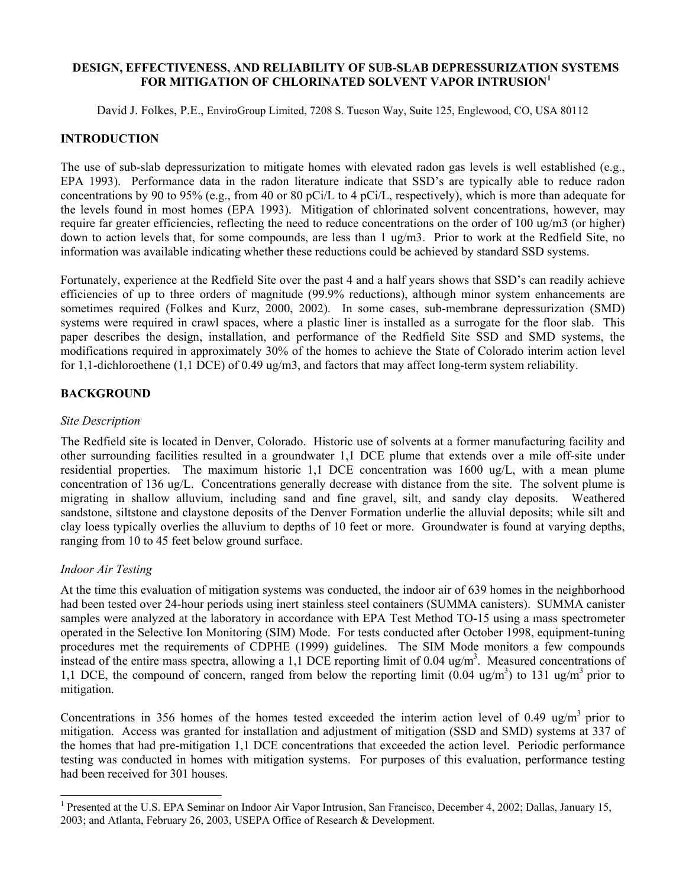# DESIGN, EFFECTIVENESS, AND RELIABILITY OF SUB-SLAB DEPRESSURIZATION SYSTEMS FOR MITIGATION OF CHLORINATED SOLVENT VAPOR INTRUSION[1]

David J. Folkes, P.E., EnviroGroup Limited, 7208 S. Tucson Way, Suite 125, Englewood, CO, USA 80112

## INTRODUCTION

The use of sub-slab depressurization to mitigate homes with elevated radon gas levels is well established (e.g., EPA 1993). Performance data in the radon literature indicate that SSD's are typically able to reduce radon concentrations by 90 to 95% (e.g., from 40 or 80 pCi/L to 4 pCi/L, respectively), which is more than adequate for the levels found in most homes (EPA 1993). Mitigation of chlorinated solvent concentrations, however, may require far greater efficiencies, reflecting the need to reduce concentrations on the order of 100 ug/m3 (or higher) down to action levels that, for some compounds, are less than 1 ug/m3. Prior to work at the Redfield Site, no information was available indicating whether these reductions could be achieved by standard SSD systems.

Fortunately, experience at the Redfield Site over the past 4 and a half years shows that SSD's can readily achieve efficiencies of up to three orders of magnitude (99.9% reductions), although minor system enhancements are sometimes required (Folkes and Kurz, 2000, 2002). In some cases, sub-membrane depressurization (SMD) systems were required in crawl spaces, where a plastic liner is installed as a surrogate for the floor slab. This paper describes the design, installation, and performance of the Redfield Site SSD and SMD systems, the modifications required in approximately 30% of the homes to achieve the State of Colorado interim action level for 1,1-dichloroethene (1,1 DCE) of 0.49 ug/m3, and factors that may affect long-term system reliability.

## BACKGROUND

### *Site Description*

The Redfield site is located in Denver, Colorado. Historic use of solvents at a former manufacturing facility and other surrounding facilities resulted in a groundwater 1,1 DCE plume that extends over a mile off-site under residential properties. The maximum historic 1,1 DCE concentration was 1600 ug/L, with a mean plume concentration of 136 ug/L. Concentrations generally decrease with distance from the site. The solvent plume is migrating in shallow alluvium, including sand and fine gravel, silt, and sandy clay deposits. Weathered sandstone, siltstone and claystone deposits of the Denver Formation underlie the alluvial deposits; while silt and clay loess typically overlies the alluvium to depths of 10 feet or more. Groundwater is found at varying depths, ranging from 10 to 45 feet below ground surface.

### *Indoor Air Testing*

At the time this evaluation of mitigation systems was conducted, the indoor air of 639 homes in the neighborhood had been tested over 24-hour periods using inert stainless steel containers (SUMMA canisters). SUMMA canister samples were analyzed at the laboratory in accordance with EPA Test Method TO-15 using a mass spectrometer operated in the Selective Ion Monitoring (SIM) Mode. For tests conducted after October 1998, equipment-tuning procedures met the requirements of CDPHE (1999) guidelines. The SIM Mode monitors a few compounds instead of the entire mass spectra, allowing a 1,1 DCE reporting limit of 0.04 ug/m$^3$. Measured concentrations of 1,1 DCE, the compound of concern, ranged from below the reporting limit (0.04 ug/m$^3$) to 131 ug/m$^3$ prior to mitigation.

Concentrations in 356 homes of the homes tested exceeded the interim action level of 0.49 ug/m$^3$ prior to mitigation. Access was granted for installation and adjustment of mitigation (SSD and SMD) systems at 337 of the homes that had pre-mitigation 1,1 DCE concentrations that exceeded the action level. Periodic performance testing was conducted in homes with mitigation systems. For purposes of this evaluation, performance testing had been received for 301 houses.

---

[1] Presented at the U.S. EPA Seminar on Indoor Air Vapor Intrusion, San Francisco, December 4, 2002; Dallas, January 15, 2003; and Atlanta, February 26, 2003, USEPA Office of Research & Development.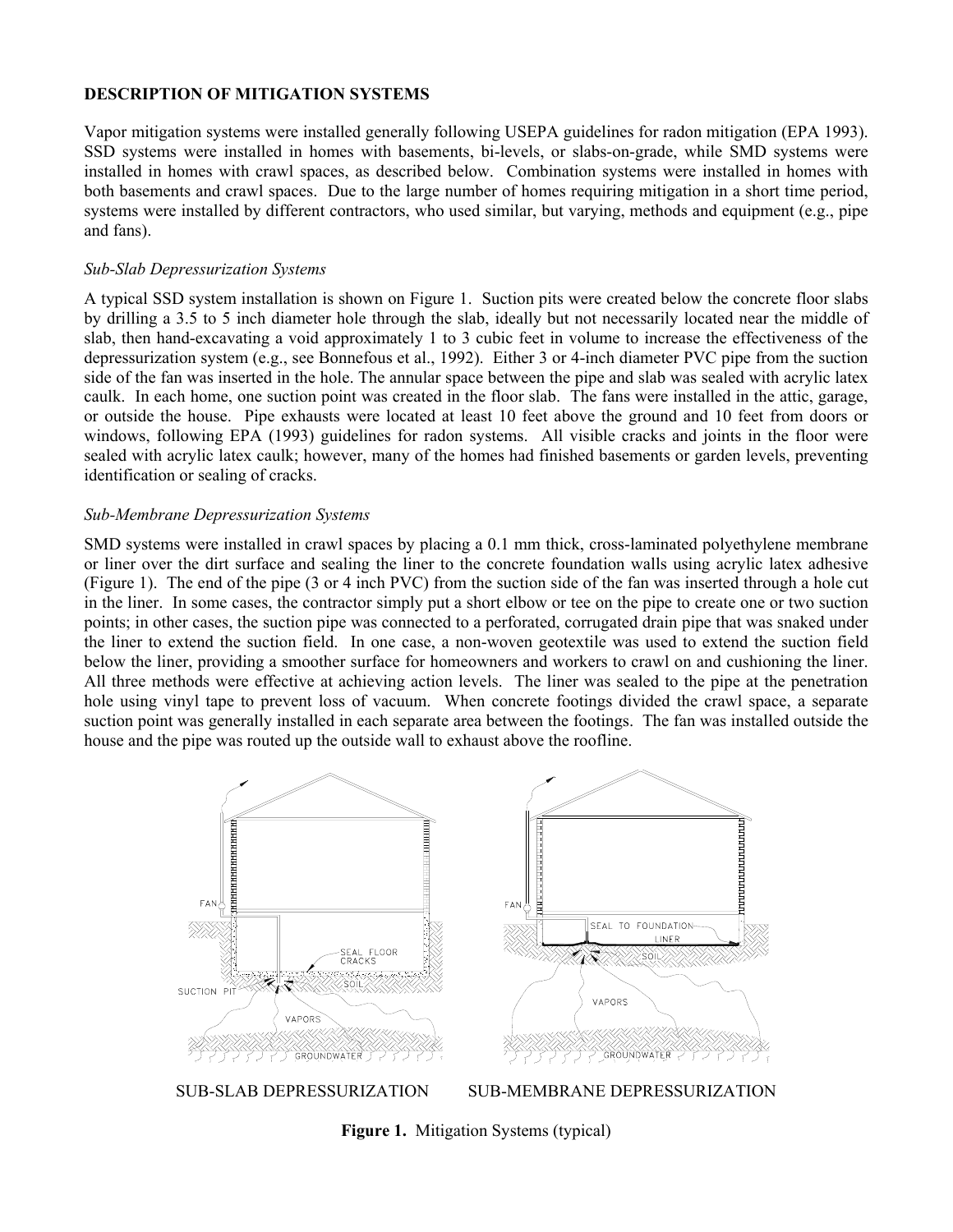**DESCRIPTION OF MITIGATION SYSTEMS**

Vapor mitigation systems were installed generally following USEPA guidelines for radon mitigation (EPA 1993). SSD systems were installed in homes with basements, bi-levels, or slabs-on-grade, while SMD systems were installed in homes with crawl spaces, as described below. Combination systems were installed in homes with both basements and crawl spaces. Due to the large number of homes requiring mitigation in a short time period, systems were installed by different contractors, who used similar, but varying, methods and equipment (e.g., pipe and fans).

*Sub-Slab Depressurization Systems*

A typical SSD system installation is shown on Figure 1. Suction pits were created below the concrete floor slabs by drilling a 3.5 to 5 inch diameter hole through the slab, ideally but not necessarily located near the middle of slab, then hand-excavating a void approximately 1 to 3 cubic feet in volume to increase the effectiveness of the depressurization system (e.g., see Bonnefous et al., 1992). Either 3 or 4-inch diameter PVC pipe from the suction side of the fan was inserted in the hole. The annular space between the pipe and slab was sealed with acrylic latex caulk. In each home, one suction point was created in the floor slab. The fans were installed in the attic, garage, or outside the house. Pipe exhausts were located at least 10 feet above the ground and 10 feet from doors or windows, following EPA (1993) guidelines for radon systems. All visible cracks and joints in the floor were sealed with acrylic latex caulk; however, many of the homes had finished basements or garden levels, preventing identification or sealing of cracks.

*Sub-Membrane Depressurization Systems*

SMD systems were installed in crawl spaces by placing a 0.1 mm thick, cross-laminated polyethylene membrane or liner over the dirt surface and sealing the liner to the concrete foundation walls using acrylic latex adhesive (Figure 1). The end of the pipe (3 or 4 inch PVC) from the suction side of the fan was inserted through a hole cut in the liner. In some cases, the contractor simply put a short elbow or tee on the pipe to create one or two suction points; in other cases, the suction pipe was connected to a perforated, corrugated drain pipe that was snaked under the liner to extend the suction field. In one case, a non-woven geotextile was used to extend the suction field below the liner, providing a smoother surface for homeowners and workers to crawl on and cushioning the liner. All three methods were effective at achieving action levels. The liner was sealed to the pipe at the penetration hole using vinyl tape to prevent loss of vacuum. When concrete footings divided the crawl space, a separate suction point was generally installed in each separate area between the footings. The fan was installed outside the house and the pipe was routed up the outside wall to exhaust above the roofline.

FAN, SEAL FLOOR CRACKS, SUCTION PIT, SOIL, VAPORS, GROUNDWATER

FAN, SEAL TO FOUNDATION, LINER, SOIL, VAPORS, GROUNDWATER

SUB-SLAB DEPRESSURIZATION　　　SUB-MEMBRANE DEPRESSURIZATION

**Figure 1.** Mitigation Systems (typical)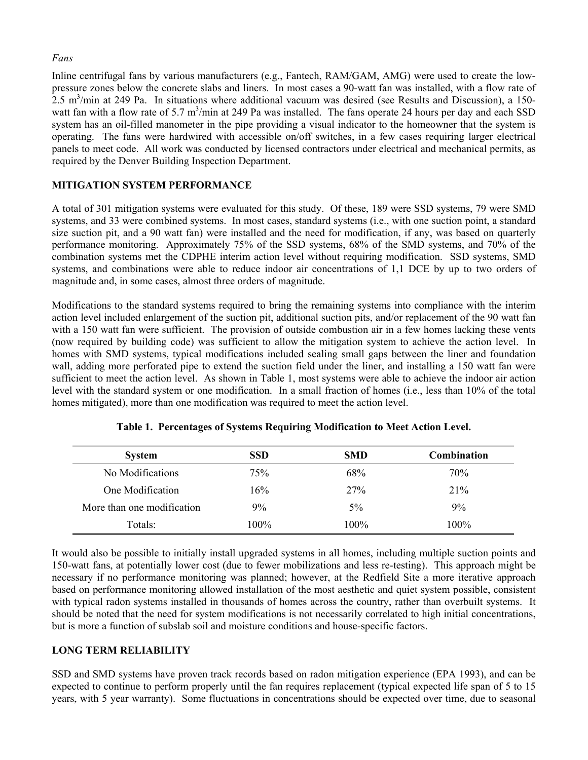*Fans*

Inline centrifugal fans by various manufacturers (e.g., Fantech, RAM/GAM, AMG) were used to create the low-pressure zones below the concrete slabs and liners. In most cases a 90-watt fan was installed, with a flow rate of 2.5 $m^3$/min at 249 Pa. In situations where additional vacuum was desired (see Results and Discussion), a 150-watt fan with a flow rate of 5.7 $m^3$/min at 249 Pa was installed. The fans operate 24 hours per day and each SSD system has an oil-filled manometer in the pipe providing a visual indicator to the homeowner that the system is operating. The fans were hardwired with accessible on/off switches, in a few cases requiring larger electrical panels to meet code. All work was conducted by licensed contractors under electrical and mechanical permits, as required by the Denver Building Inspection Department.

## MITIGATION SYSTEM PERFORMANCE

A total of 301 mitigation systems were evaluated for this study. Of these, 189 were SSD systems, 79 were SMD systems, and 33 were combined systems. In most cases, standard systems (i.e., with one suction point, a standard size suction pit, and a 90 watt fan) were installed and the need for modification, if any, was based on quarterly performance monitoring. Approximately 75% of the SSD systems, 68% of the SMD systems, and 70% of the combination systems met the CDPHE interim action level without requiring modification. SSD systems, SMD systems, and combinations were able to reduce indoor air concentrations of 1,1 DCE by up to two orders of magnitude and, in some cases, almost three orders of magnitude.

Modifications to the standard systems required to bring the remaining systems into compliance with the interim action level included enlargement of the suction pit, additional suction pits, and/or replacement of the 90 watt fan with a 150 watt fan were sufficient. The provision of outside combustion air in a few homes lacking these vents (now required by building code) was sufficient to allow the mitigation system to achieve the action level. In homes with SMD systems, typical modifications included sealing small gaps between the liner and foundation wall, adding more perforated pipe to extend the suction field under the liner, and installing a 150 watt fan were sufficient to meet the action level. As shown in Table 1, most systems were able to achieve the indoor air action level with the standard system or one modification. In a small fraction of homes (i.e., less than 10% of the total homes mitigated), more than one modification was required to meet the action level.

**Table 1. Percentages of Systems Requiring Modification to Meet Action Level.**

| System | SSD | SMD | Combination |
|---|---|---|---|
| No Modifications | 75% | 68% | 70% |
| One Modification | 16% | 27% | 21% |
| More than one modification | 9% | 5% | 9% |
| Totals: | 100% | 100% | 100% |

It would also be possible to initially install upgraded systems in all homes, including multiple suction points and 150-watt fans, at potentially lower cost (due to fewer mobilizations and less re-testing). This approach might be necessary if no performance monitoring was planned; however, at the Redfield Site a more iterative approach based on performance monitoring allowed installation of the most aesthetic and quiet system possible, consistent with typical radon systems installed in thousands of homes across the country, rather than overbuilt systems. It should be noted that the need for system modifications is not necessarily correlated to high initial concentrations, but is more a function of subslab soil and moisture conditions and house-specific factors.

## LONG TERM RELIABILITY

SSD and SMD systems have proven track records based on radon mitigation experience (EPA 1993), and can be expected to continue to perform properly until the fan requires replacement (typical expected life span of 5 to 15 years, with 5 year warranty). Some fluctuations in concentrations should be expected over time, due to seasonal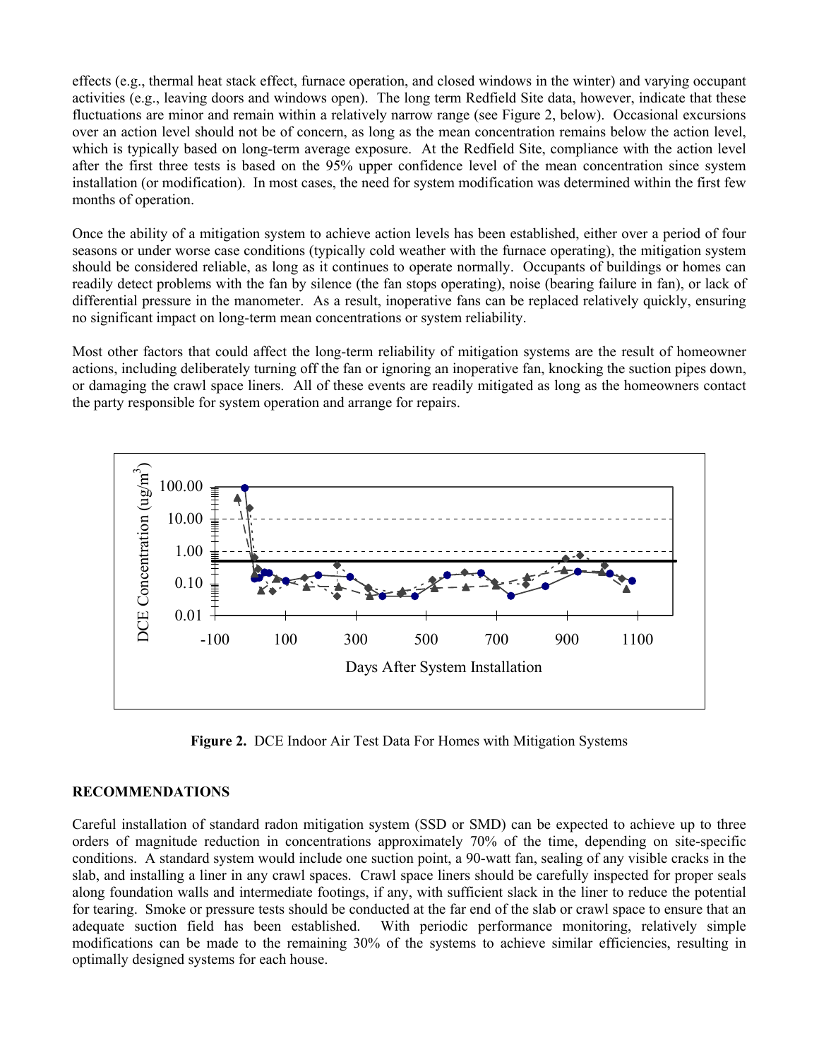effects (e.g., thermal heat stack effect, furnace operation, and closed windows in the winter) and varying occupant activities (e.g., leaving doors and windows open). The long term Redfield Site data, however, indicate that these fluctuations are minor and remain within a relatively narrow range (see Figure 2, below). Occasional excursions over an action level should not be of concern, as long as the mean concentration remains below the action level, which is typically based on long-term average exposure. At the Redfield Site, compliance with the action level after the first three tests is based on the 95% upper confidence level of the mean concentration since system installation (or modification). In most cases, the need for system modification was determined within the first few months of operation.

Once the ability of a mitigation system to achieve action levels has been established, either over a period of four seasons or under worse case conditions (typically cold weather with the furnace operating), the mitigation system should be considered reliable, as long as it continues to operate normally. Occupants of buildings or homes can readily detect problems with the fan by silence (the fan stops operating), noise (bearing failure in fan), or lack of differential pressure in the manometer. As a result, inoperative fans can be replaced relatively quickly, ensuring no significant impact on long-term mean concentrations or system reliability.

Most other factors that could affect the long-term reliability of mitigation systems are the result of homeowner actions, including deliberately turning off the fan or ignoring an inoperative fan, knocking the suction pipes down, or damaging the crawl space liners. All of these events are readily mitigated as long as the homeowners contact the party responsible for system operation and arrange for repairs.

**Figure 2.** DCE Indoor Air Test Data For Homes with Mitigation Systems

## RECOMMENDATIONS

Careful installation of standard radon mitigation system (SSD or SMD) can be expected to achieve up to three orders of magnitude reduction in concentrations approximately 70% of the time, depending on site-specific conditions. A standard system would include one suction point, a 90-watt fan, sealing of any visible cracks in the slab, and installing a liner in any crawl spaces. Crawl space liners should be carefully inspected for proper seals along foundation walls and intermediate footings, if any, with sufficient slack in the liner to reduce the potential for tearing. Smoke or pressure tests should be conducted at the far end of the slab or crawl space to ensure that an adequate suction field has been established. With periodic performance monitoring, relatively simple modifications can be made to the remaining 30% of the systems to achieve similar efficiencies, resulting in optimally designed systems for each house.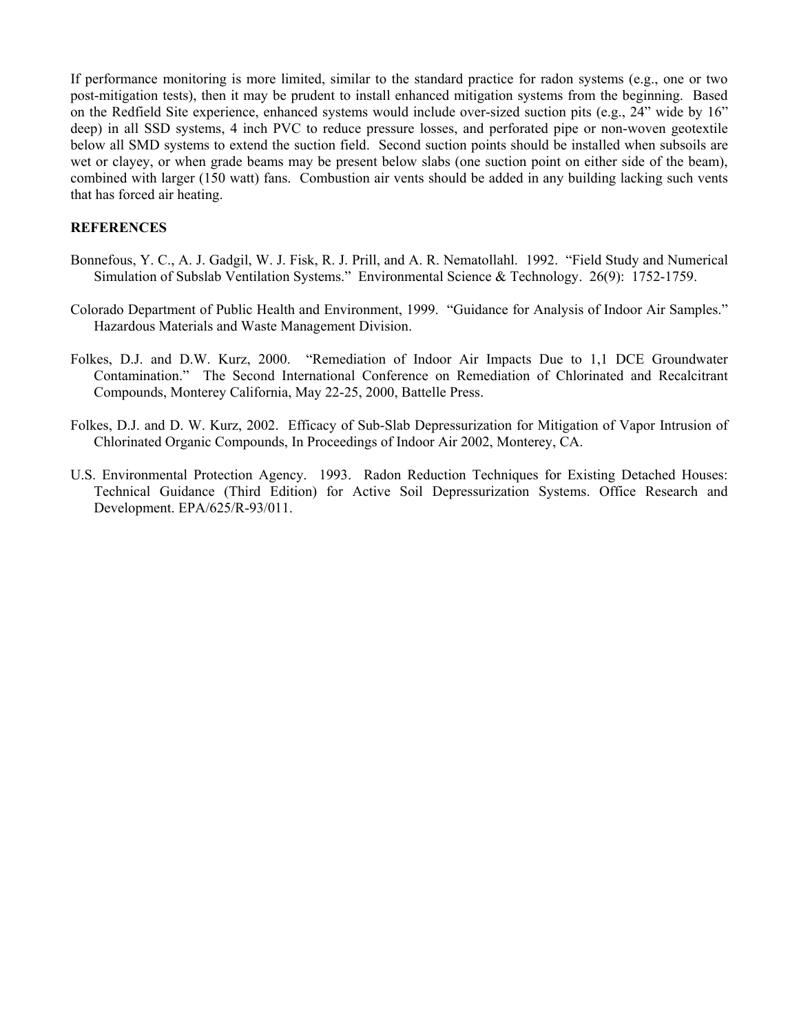If performance monitoring is more limited, similar to the standard practice for radon systems (e.g., one or two post-mitigation tests), then it may be prudent to install enhanced mitigation systems from the beginning. Based on the Redfield Site experience, enhanced systems would include over-sized suction pits (e.g., 24" wide by 16" deep) in all SSD systems, 4 inch PVC to reduce pressure losses, and perforated pipe or non-woven geotextile below all SMD systems to extend the suction field. Second suction points should be installed when subsoils are wet or clayey, or when grade beams may be present below slabs (one suction point on either side of the beam), combined with larger (150 watt) fans. Combustion air vents should be added in any building lacking such vents that has forced air heating.

## REFERENCES

Bonnefous, Y. C., A. J. Gadgil, W. J. Fisk, R. J. Prill, and A. R. Nematollahl. 1992. "Field Study and Numerical Simulation of Subslab Ventilation Systems." Environmental Science & Technology. 26(9): 1752-1759.

Colorado Department of Public Health and Environment, 1999. "Guidance for Analysis of Indoor Air Samples." Hazardous Materials and Waste Management Division.

Folkes, D.J. and D.W. Kurz, 2000. "Remediation of Indoor Air Impacts Due to 1,1 DCE Groundwater Contamination." The Second International Conference on Remediation of Chlorinated and Recalcitrant Compounds, Monterey California, May 22-25, 2000, Battelle Press.

Folkes, D.J. and D. W. Kurz, 2002. Efficacy of Sub-Slab Depressurization for Mitigation of Vapor Intrusion of Chlorinated Organic Compounds, In Proceedings of Indoor Air 2002, Monterey, CA.

U.S. Environmental Protection Agency. 1993. Radon Reduction Techniques for Existing Detached Houses: Technical Guidance (Third Edition) for Active Soil Depressurization Systems. Office Research and Development. EPA/625/R-93/011.